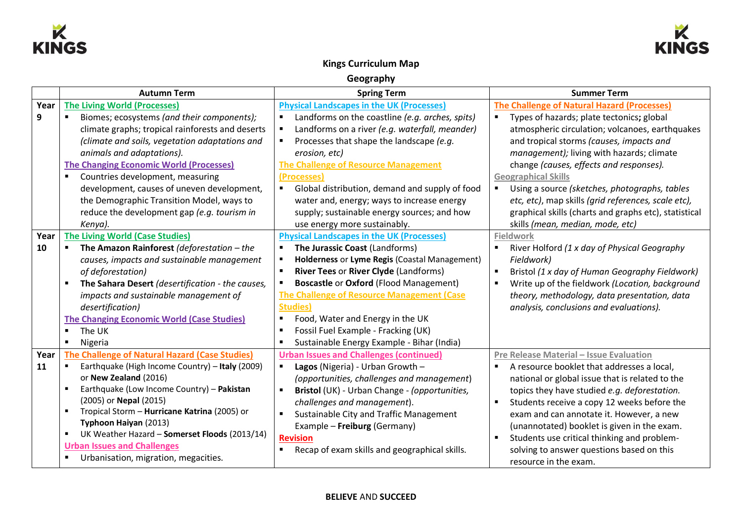**Kings Curriculum Map**

**Geography**

| | Autumn Term | Spring Term | Summer Term |
|---|---|---|---|
| **Year 9** | **The Living World (Processes)**<br>▪ Biomes; ecosystems *(and their components);* climate graphs; tropical rainforests and deserts *(climate and soils, vegetation adaptations and animals and adaptations).*<br>**The Changing Economic World (Processes)**<br>▪ Countries development, measuring development, causes of uneven development, the Demographic Transition Model, ways to reduce the development gap *(e.g. tourism in Kenya).* | **Physical Landscapes in the UK (Processes)**<br>▪ Landforms on the coastline *(e.g. arches, spits)*<br>▪ Landforms on a river *(e.g. waterfall, meander)*<br>▪ Processes that shape the landscape *(e.g. erosion, etc)*<br>**The Challenge of Resource Management (Processes)**<br>▪ Global distribution, demand and supply of food water and, energy; ways to increase energy supply; sustainable energy sources; and how use energy more sustainably. | **The Challenge of Natural Hazard (Processes)**<br>▪ Types of hazards; plate tectonics**;** global atmospheric circulation; volcanoes, earthquakes and tropical storms *(causes, impacts and management);* living with hazards; climate change *(causes, effects and responses).*<br>**Geographical Skills**<br>▪ Using a source *(sketches, photographs, tables etc, etc)*, map skills *(grid references, scale etc),* graphical skills (charts and graphs etc), statistical skills *(mean, median, mode, etc)* |
| **Year 10** | **The Living World (Case Studies)**<br>▪ **The Amazon Rainforest** *(deforestation – the causes, impacts and sustainable management of deforestation)*<br>▪ **The Sahara Desert** *(desertification - the causes, impacts and sustainable management of desertification)*<br>**The Changing Economic World (Case Studies)**<br>▪ The UK<br>▪ Nigeria | **Physical Landscapes in the UK (Processes)**<br>▪ **The Jurassic Coast** (Landforms)<br>▪ **Holderness** or **Lyme Regis** (Coastal Management)<br>▪ **River Tees** or **River Clyde** (Landforms)<br>▪ **Boscastle** or **Oxford** (Flood Management)<br>**The Challenge of Resource Management (Case Studies)**<br>▪ Food, Water and Energy in the UK<br>▪ Fossil Fuel Example - Fracking (UK)<br>▪ Sustainable Energy Example - Bihar (India) | **Fieldwork**<br>▪ River Holford *(1 x day of Physical Geography Fieldwork)*<br>▪ Bristol *(1 x day of Human Geography Fieldwork)*<br>▪ Write up of the fieldwork *(Location, background theory, methodology, data presentation, data analysis, conclusions and evaluations).* |
| **Year 11** | **The Challenge of Natural Hazard (Case Studies)**<br>▪ Earthquake (High Income Country) – **Italy** (2009) or **New Zealand** (2016)<br>▪ Earthquake (Low Income Country) – **Pakistan** (2005) or **Nepal** (2015)<br>▪ Tropical Storm – **Hurricane Katrina** (2005) or **Typhoon Haiyan** (2013)<br>▪ UK Weather Hazard – **Somerset Floods** (2013/14)<br>**Urban Issues and Challenges**<br>▪ Urbanisation, migration, megacities. | **Urban Issues and Challenges (continued)**<br>▪ **Lagos** (Nigeria) - Urban Growth – *(opportunities, challenges and management*)<br>▪ **Bristol** (UK) - Urban Change - *(opportunities, challenges and management*).<br>▪ Sustainable City and Traffic Management Example – **Freiburg** (Germany)<br>**Revision**<br>▪ Recap of exam skills and geographical skills. | **Pre Release Material – Issue Evaluation**<br>▪ A resource booklet that addresses a local, national or global issue that is related to the topics they have studied *e.g. deforestation.*<br>▪ Students receive a copy 12 weeks before the exam and can annotate it. However, a new (unannotated) booklet is given in the exam.<br>▪ Students use critical thinking and problem-solving to answer questions based on this resource in the exam. |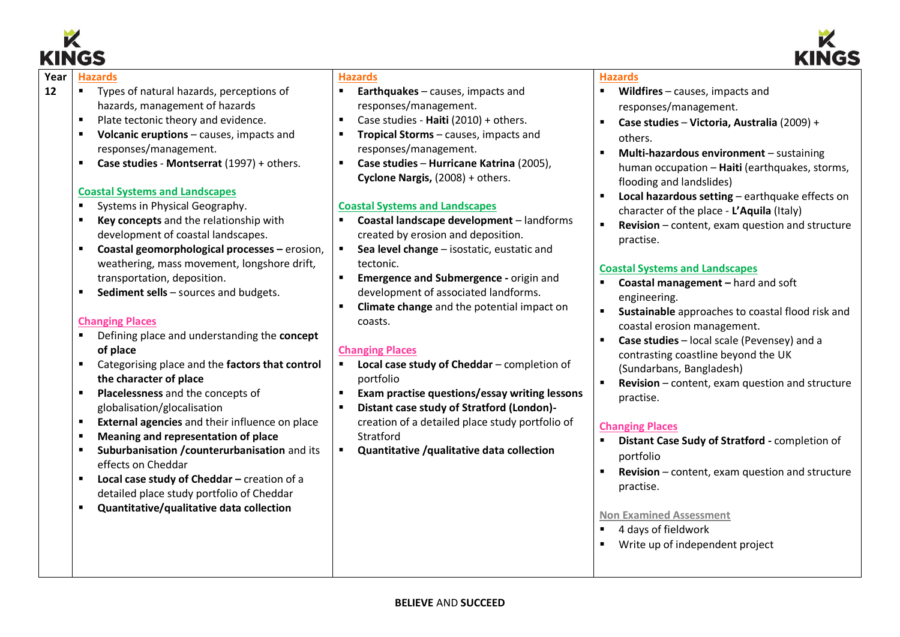| Year | | | |
|---|---|---|---|
| **12** | **Hazards**<br>▪ Types of natural hazards, perceptions of hazards, management of hazards<br>▪ Plate tectonic theory and evidence.<br>▪ **Volcanic eruptions** – causes, impacts and responses/management.<br>▪ **Case studies** - **Montserrat** (1997) + others.<br><br>**Coastal Systems and Landscapes**<br>▪ Systems in Physical Geography.<br>▪ **Key concepts** and the relationship with development of coastal landscapes.<br>▪ **Coastal geomorphological processes –** erosion, weathering, mass movement, longshore drift, transportation, deposition.<br>▪ **Sediment sells** – sources and budgets.<br><br>**Changing Places**<br>▪ Defining place and understanding the **concept of place**<br>▪ Categorising place and the **factors that control the character of place**<br>▪ **Placelessness** and the concepts of globalisation/glocalisation<br>▪ **External agencies** and their influence on place<br>▪ **Meaning and representation of place**<br>▪ **Suburbanisation /counterurbanisation** and its effects on Cheddar<br>▪ **Local case study of Cheddar –** creation of a detailed place study portfolio of Cheddar<br>▪ **Quantitative/qualitative data collection** | **Hazards**<br>▪ **Earthquakes** – causes, impacts and responses/management.<br>▪ Case studies - **Haiti** (2010) + others.<br>▪ **Tropical Storms** – causes, impacts and responses/management.<br>▪ **Case studies** – **Hurricane Katrina** (2005), **Cyclone Nargis,** (2008) + others.<br><br>**Coastal Systems and Landscapes**<br>▪ **Coastal landscape development** – landforms created by erosion and deposition.<br>▪ **Sea level change** – isostatic, eustatic and tectonic.<br>▪ **Emergence and Submergence -** origin and development of associated landforms.<br>▪ **Climate change** and the potential impact on coasts.<br><br>**Changing Places**<br>▪ **Local case study of Cheddar** – completion of portfolio<br>▪ **Exam practise questions/essay writing lessons**<br>▪ **Distant case study of Stratford (London)-** creation of a detailed place study portfolio of Stratford<br>▪ **Quantitative /qualitative data collection** | **Hazards**<br>▪ **Wildfires** – causes, impacts and responses/management.<br>▪ **Case studies** – **Victoria, Australia** (2009) + others.<br>▪ **Multi-hazardous environment** – sustaining human occupation – **Haiti** (earthquakes, storms, flooding and landslides)<br>▪ **Local hazardous setting** – earthquake effects on character of the place - **L'Aquila** (Italy)<br>▪ **Revision** – content, exam question and structure practise.<br><br>**Coastal Systems and Landscapes**<br>▪ **Coastal management –** hard and soft engineering.<br>▪ **Sustainable** approaches to coastal flood risk and coastal erosion management.<br>▪ **Case studies** – local scale (Pevensey) and a contrasting coastline beyond the UK (Sundarbans, Bangladesh)<br>▪ **Revision** – content, exam question and structure practise.<br><br>**Changing Places**<br>▪ **Distant Case Sudy of Stratford -** completion of portfolio<br>▪ **Revision** – content, exam question and structure practise.<br><br>**Non Examined Assessment**<br>▪ 4 days of fieldwork<br>▪ Write up of independent project |

**BELIEVE** AND **SUCCEED**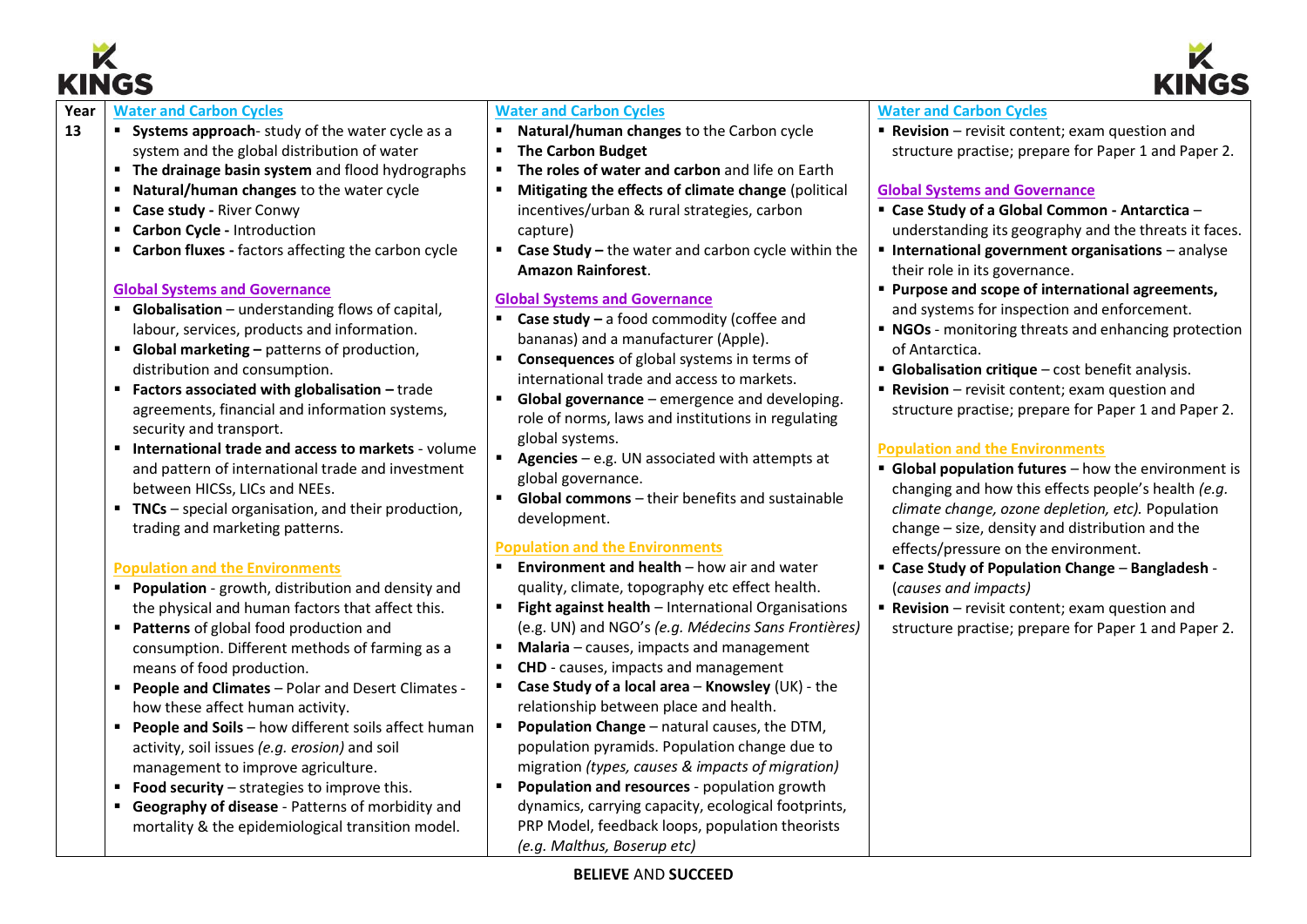**Year 13**

### Water and Carbon Cycles

- **Systems approach**- study of the water cycle as a system and the global distribution of water
- **The drainage basin system** and flood hydrographs
- **Natural/human changes** to the water cycle
- **Case study -** River Conwy
- **Carbon Cycle -** Introduction
- **Carbon fluxes -** factors affecting the carbon cycle

### Global Systems and Governance

- **Globalisation** – understanding flows of capital, labour, services, products and information.
- **Global marketing –** patterns of production, distribution and consumption.
- **Factors associated with globalisation –** trade agreements, financial and information systems, security and transport.
- **International trade and access to markets** - volume and pattern of international trade and investment between HICSs, LICs and NEEs.
- **TNCs** – special organisation, and their production, trading and marketing patterns.

### Population and the Environments

- **Population** - growth, distribution and density and the physical and human factors that affect this.
- **Patterns** of global food production and consumption. Different methods of farming as a means of food production.
- **People and Climates** – Polar and Desert Climates - how these affect human activity.
- **People and Soils** – how different soils affect human activity, soil issues *(e.g. erosion)* and soil management to improve agriculture.
- **Food security** – strategies to improve this.
- **Geography of disease** - Patterns of morbidity and mortality & the epidemiological transition model.

### Water and Carbon Cycles

- **Natural/human changes** to the Carbon cycle
- **The Carbon Budget**
- **The roles of water and carbon** and life on Earth
- **Mitigating the effects of climate change** (political incentives/urban & rural strategies, carbon capture)
- **Case Study –** the water and carbon cycle within the **Amazon Rainforest**.

### Global Systems and Governance

- **Case study –** a food commodity (coffee and bananas) and a manufacturer (Apple).
- **Consequences** of global systems in terms of international trade and access to markets.
- **Global governance** – emergence and developing. role of norms, laws and institutions in regulating global systems.
- **Agencies** – e.g. UN associated with attempts at global governance.
- **Global commons** – their benefits and sustainable development.

### Population and the Environments

- **Environment and health** – how air and water quality, climate, topography etc effect health.
- **Fight against health** – International Organisations (e.g. UN) and NGO's *(e.g. Médecins Sans Frontières)*
- **Malaria** – causes, impacts and management
- **CHD** - causes, impacts and management
- **Case Study of a local area** – **Knowsley** (UK) - the relationship between place and health.
- **Population Change** – natural causes, the DTM, population pyramids. Population change due to migration *(types, causes & impacts of migration)*
- **Population and resources** - population growth dynamics, carrying capacity, ecological footprints, PRP Model, feedback loops, population theorists *(e.g. Malthus, Boserup etc)*

### Water and Carbon Cycles

- **Revision** – revisit content; exam question and structure practise; prepare for Paper 1 and Paper 2.

### Global Systems and Governance

- **Case Study of a Global Common - Antarctica** – understanding its geography and the threats it faces.
- **International government organisations** – analyse their role in its governance.
- **Purpose and scope of international agreements,** and systems for inspection and enforcement.
- **NGOs** - monitoring threats and enhancing protection of Antarctica.
- **Globalisation critique** – cost benefit analysis.
- **Revision** – revisit content; exam question and structure practise; prepare for Paper 1 and Paper 2.

### Population and the Environments

- **Global population futures** – how the environment is changing and how this effects people's health *(e.g. climate change, ozone depletion, etc).* Population change – size, density and distribution and the effects/pressure on the environment.
- **Case Study of Population Change** – **Bangladesh** - (*causes and impacts)*
- **Revision** – revisit content; exam question and structure practise; prepare for Paper 1 and Paper 2.

**BELIEVE** AND **SUCCEED**